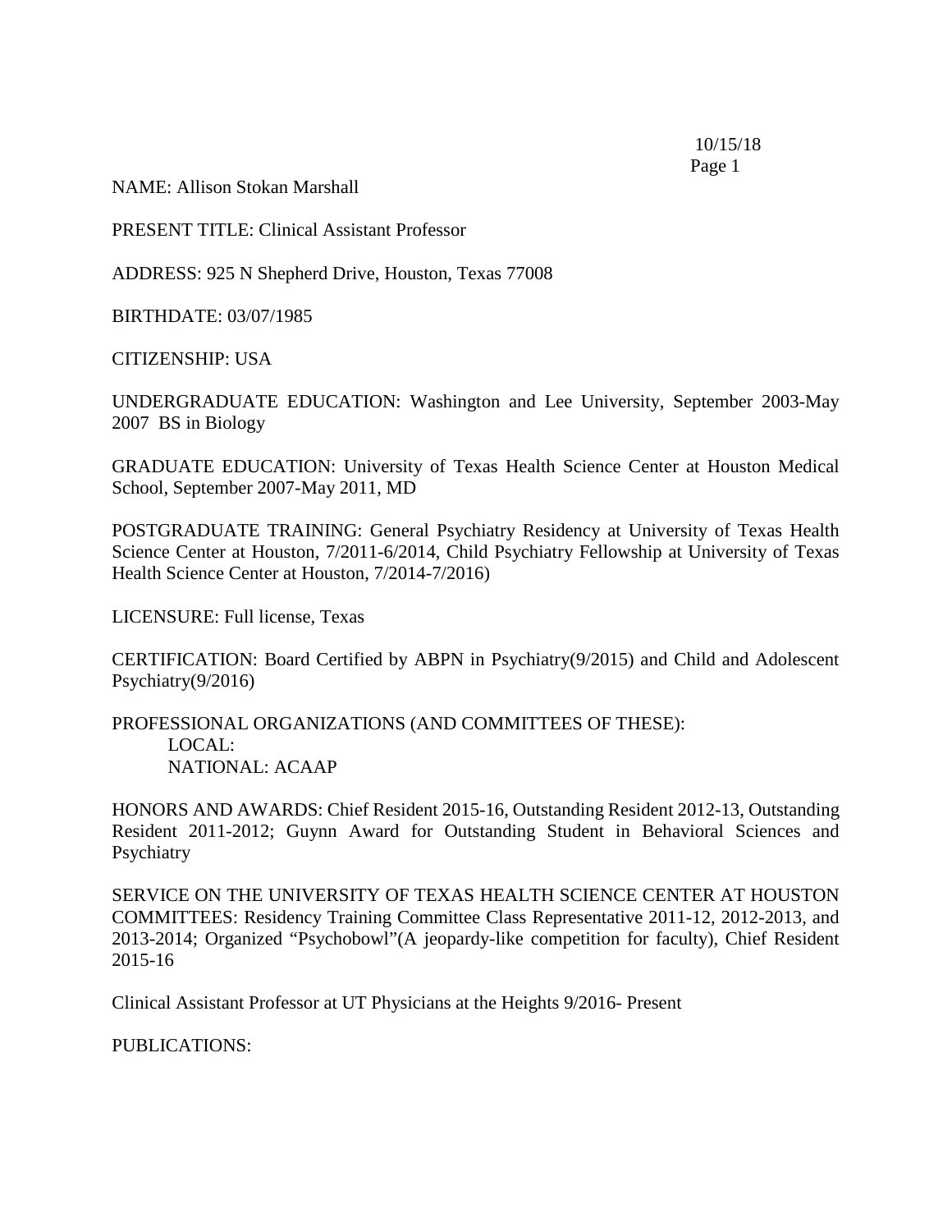NAME: Allison Stokan Marshall

PRESENT TITLE: Clinical Assistant Professor

ADDRESS: 925 N Shepherd Drive, Houston, Texas 77008

BIRTHDATE: 03/07/1985

CITIZENSHIP: USA

UNDERGRADUATE EDUCATION: Washington and Lee University, September 2003-May 2007 BS in Biology

GRADUATE EDUCATION: University of Texas Health Science Center at Houston Medical School, September 2007-May 2011, MD

POSTGRADUATE TRAINING: General Psychiatry Residency at University of Texas Health Science Center at Houston, 7/2011-6/2014, Child Psychiatry Fellowship at University of Texas Health Science Center at Houston, 7/2014-7/2016)

LICENSURE: Full license, Texas

CERTIFICATION: Board Certified by ABPN in Psychiatry(9/2015) and Child and Adolescent Psychiatry(9/2016)

PROFESSIONAL ORGANIZATIONS (AND COMMITTEES OF THESE):
- LOCAL:
- NATIONAL: ACAAP

HONORS AND AWARDS: Chief Resident 2015-16, Outstanding Resident 2012-13, Outstanding Resident 2011-2012; Guynn Award for Outstanding Student in Behavioral Sciences and Psychiatry

SERVICE ON THE UNIVERSITY OF TEXAS HEALTH SCIENCE CENTER AT HOUSTON COMMITTEES: Residency Training Committee Class Representative 2011-12, 2012-2013, and 2013-2014; Organized "Psychobowl"(A jeopardy-like competition for faculty), Chief Resident 2015-16

Clinical Assistant Professor at UT Physicians at the Heights 9/2016- Present

PUBLICATIONS: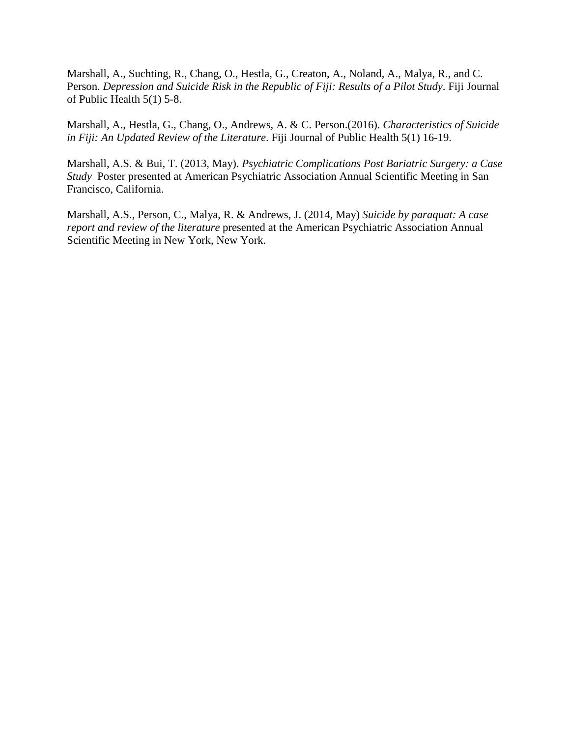Marshall, A., Suchting, R., Chang, O., Hestla, G., Creaton, A., Noland, A., Malya, R., and C. Person. *Depression and Suicide Risk in the Republic of Fiji: Results of a Pilot Study*. Fiji Journal of Public Health 5(1) 5-8.

Marshall, A., Hestla, G., Chang, O., Andrews, A. & C. Person.(2016). *Characteristics of Suicide in Fiji: An Updated Review of the Literature*. Fiji Journal of Public Health 5(1) 16-19.

Marshall, A.S. & Bui, T. (2013, May). *Psychiatric Complications Post Bariatric Surgery: a Case Study* Poster presented at American Psychiatric Association Annual Scientific Meeting in San Francisco, California.

Marshall, A.S., Person, C., Malya, R. & Andrews, J. (2014, May) *Suicide by paraquat: A case report and review of the literature* presented at the American Psychiatric Association Annual Scientific Meeting in New York, New York.